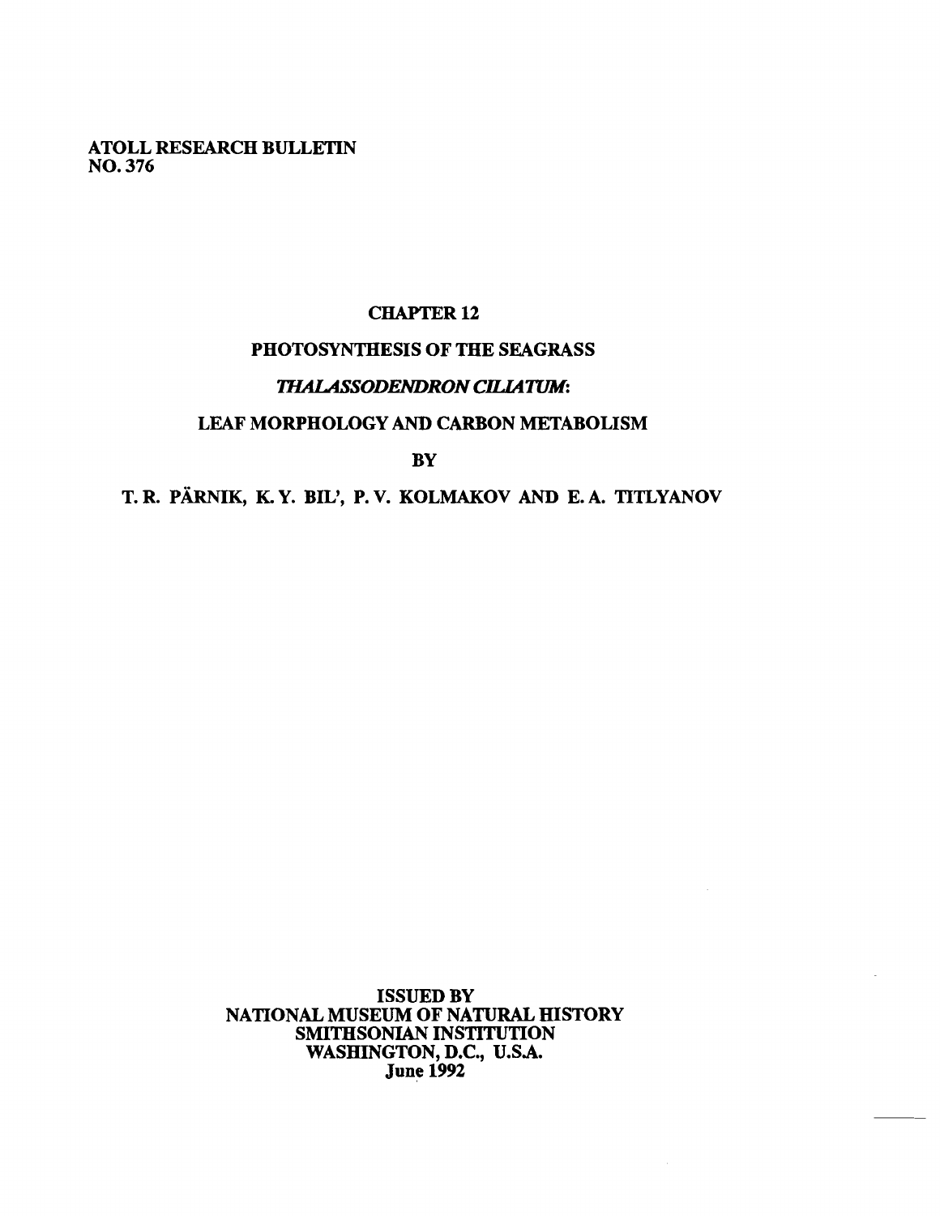ATOLL RESEARCH BULLETIN
NO. 376

# CHAPTER 12

# PHOTOSYNTHESIS OF THE SEAGRASS *THALASSODENDRON CILIATUM*: LEAF MORPHOLOGY AND CARBON METABOLISM

BY

T. R. PÄRNIK, K. Y. BIL', P. V. KOLMAKOV AND E. A. TITLYANOV

ISSUED BY
NATIONAL MUSEUM OF NATURAL HISTORY
SMITHSONIAN INSTITUTION
WASHINGTON, D.C., U.S.A.
June 1992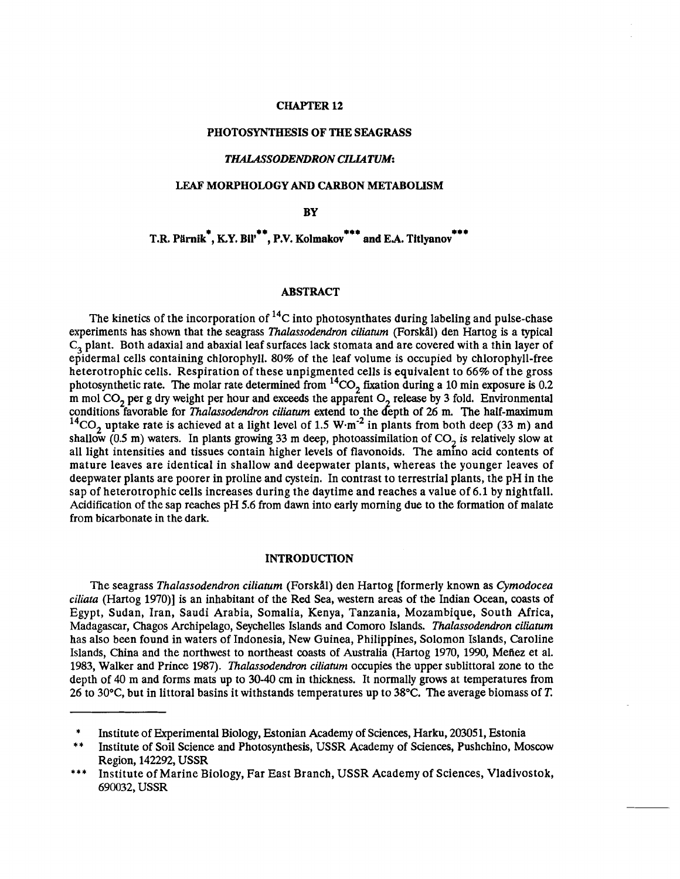# CHAPTER 12

# PHOTOSYNTHESIS OF THE SEAGRASS

# *THALASSODENDRON CILIATUM*:

# LEAF MORPHOLOGY AND CARBON METABOLISM

BY

**T.R. Pärnik[*], K.Y. Bil'[**], P.V. Kolmakov[***] and E.A. Titlyanov[***]**

## ABSTRACT

The kinetics of the incorporation of $^{14}C$ into photosynthates during labeling and pulse-chase experiments has shown that the seagrass *Thalassodendron ciliatum* (Forskål) den Hartog is a typical $C_3$ plant. Both adaxial and abaxial leaf surfaces lack stomata and are covered with a thin layer of epidermal cells containing chlorophyll. 80% of the leaf volume is occupied by chlorophyll-free heterotrophic cells. Respiration of these unpigmented cells is equivalent to 66% of the gross photosynthetic rate. The molar rate determined from $^{14}CO_2$ fixation during a 10 min exposure is 0.2 m mol $CO_2$ per g dry weight per hour and exceeds the apparent $O_2$ release by 3 fold. Environmental conditions favorable for *Thalassodendron ciliatum* extend to the depth of 26 m. The half-maximum $^{14}CO_2$ uptake rate is achieved at a light level of 1.5 $W \cdot m^{-2}$ in plants from both deep (33 m) and shallow (0.5 m) waters. In plants growing 33 m deep, photoassimilation of $CO_2$ is relatively slow at all light intensities and tissues contain higher levels of flavonoids. The amino acid contents of mature leaves are identical in shallow and deepwater plants, whereas the younger leaves of deepwater plants are poorer in proline and cystein. In contrast to terrestrial plants, the pH in the sap of heterotrophic cells increases during the daytime and reaches a value of 6.1 by nightfall. Acidification of the sap reaches pH 5.6 from dawn into early morning due to the formation of malate from bicarbonate in the dark.

## INTRODUCTION

The seagrass *Thalassodendron ciliatum* (Forskål) den Hartog [formerly known as *Cymodocea ciliata* (Hartog 1970)] is an inhabitant of the Red Sea, western areas of the Indian Ocean, coasts of Egypt, Sudan, Iran, Saudi Arabia, Somalia, Kenya, Tanzania, Mozambique, South Africa, Madagascar, Chagos Archipelago, Seychelles Islands and Comoro Islands. *Thalassodendron ciliatum* has also been found in waters of Indonesia, New Guinea, Philippines, Solomon Islands, Caroline Islands, China and the northwest to northeast coasts of Australia (Hartog 1970, 1990, Meñez et al. 1983, Walker and Prince 1987). *Thalassodendron ciliatum* occupies the upper sublittoral zone to the depth of 40 m and forms mats up to 30-40 cm in thickness. It normally grows at temperatures from 26 to 30°C, but in littoral basins it withstands temperatures up to 38°C. The average biomass of *T.*

---

[*] Institute of Experimental Biology, Estonian Academy of Sciences, Harku, 203051, Estonia

[**] Institute of Soil Science and Photosynthesis, USSR Academy of Sciences, Pushchino, Moscow Region, 142292, USSR

[***] Institute of Marine Biology, Far East Branch, USSR Academy of Sciences, Vladivostok, 690032, USSR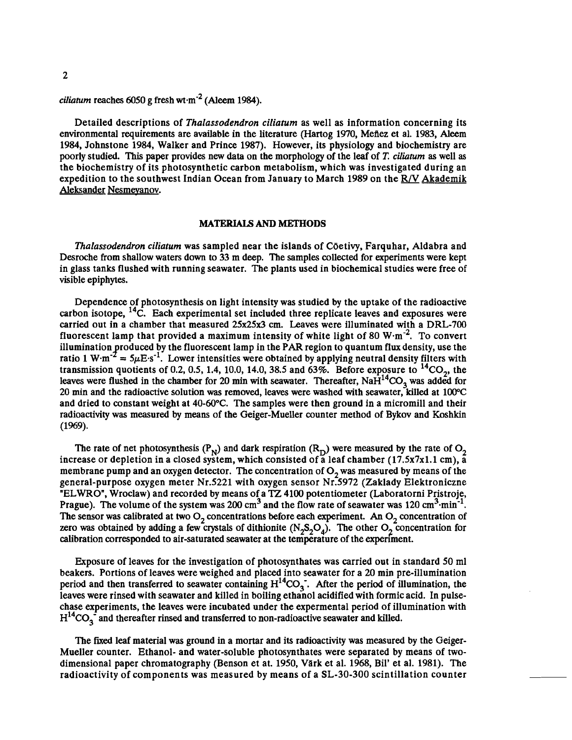*ciliatum* reaches 6050 g fresh wt·m$^{-2}$ (Aleem 1984).

Detailed descriptions of *Thalassodendron ciliatum* as well as information concerning its environmental requirements are available in the literature (Hartog 1970, Meñez et al. 1983, Aleem 1984, Johnstone 1984, Walker and Prince 1987). However, its physiology and biochemistry are poorly studied. This paper provides new data on the morphology of the leaf of *T. ciliatum* as well as the biochemistry of its photosynthetic carbon metabolism, which was investigated during an expedition to the southwest Indian Ocean from January to March 1989 on the R/V Akademik Aleksander Nesmeyanov.

## MATERIALS AND METHODS

*Thalassodendron ciliatum* was sampled near the islands of Cöetivy, Farquhar, Aldabra and Desroche from shallow waters down to 33 m deep. The samples collected for experiments were kept in glass tanks flushed with running seawater. The plants used in biochemical studies were free of visible epiphytes.

Dependence of photosynthesis on light intensity was studied by the uptake of the radioactive carbon isotope, $^{14}C$. Each experimental set included three replicate leaves and exposures were carried out in a chamber that measured 25x25x3 cm. Leaves were illuminated with a DRL-700 fluorescent lamp that provided a maximum intensity of white light of 80 W·m$^{-2}$. To convert illumination produced by the fluorescent lamp in the PAR region to quantum flux density, use the ratio 1 W·m$^{-2}$ = 5$\mu$E·s$^{-1}$. Lower intensities were obtained by applying neutral density filters with transmission quotients of 0.2, 0.5, 1.4, 10.0, 14.0, 38.5 and 63%. Before exposure to $^{14}CO_2$, the leaves were flushed in the chamber for 20 min with seawater. Thereafter, $NaH^{14}CO_3$ was added for 20 min and the radioactive solution was removed, leaves were washed with seawater, killed at 100°C and dried to constant weight at 40-60°C. The samples were then ground in a micromill and their radioactivity was measured by means of the Geiger-Mueller counter method of Bykov and Koshkin (1969).

The rate of net photosynthesis ($P_N$) and dark respiration ($R_D$) were measured by the rate of $O_2$ increase or depletion in a closed system, which consisted of a leaf chamber (17.5x7x1.1 cm), a membrane pump and an oxygen detector. The concentration of $O_2$ was measured by means of the general-purpose oxygen meter Nr.5221 with oxygen sensor Nr.5972 (Zaklady Elektroniczne "ELWRO", Wroclaw) and recorded by means of a TZ 4100 potentiometer (Laboratorni Pristroje, Prague). The volume of the system was 200 cm$^3$ and the flow rate of seawater was 120 cm$^3$·min$^{-1}$. The sensor was calibrated at two $O_2$ concentrations before each experiment. An $O_2$ concentration of zero was obtained by adding a few crystals of dithionite ($N_2S_2O_4$). The other $O_2$ concentration for calibration corresponded to air-saturated seawater at the temperature of the experiment.

Exposure of leaves for the investigation of photosynthates was carried out in standard 50 ml beakers. Portions of leaves were weighed and placed into seawater for a 20 min pre-illumination period and then transferred to seawater containing $H^{14}CO_3^-$. After the period of illumination, the leaves were rinsed with seawater and killed in boiling ethanol acidified with formic acid. In pulse-chase experiments, the leaves were incubated under the expermental period of illumination with $H^{14}CO_3^-$ and thereafter rinsed and transferred to non-radioactive seawater and killed.

The fixed leaf material was ground in a mortar and its radioactivity was measured by the Geiger-Mueller counter. Ethanol- and water-soluble photosynthates were separated by means of two-dimensional paper chromatography (Benson et at. 1950, Värk et al. 1968, Bil' et al. 1981). The radioactivity of components was measured by means of a SL-30-300 scintillation counter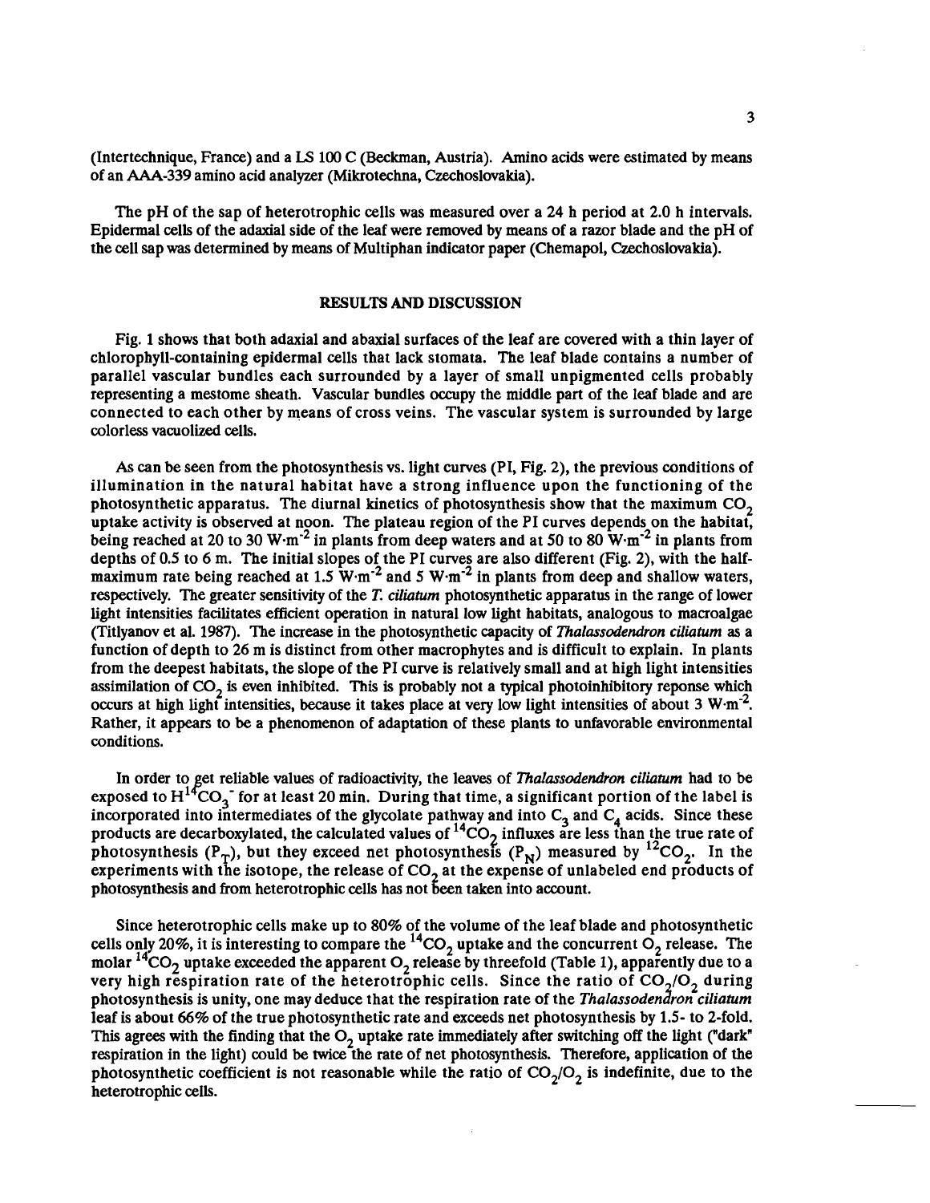(Intertechnique, France) and a LS 100 C (Beckman, Austria). Amino acids were estimated by means of an AAA-339 amino acid analyzer (Mikrotechna, Czechoslovakia).

The pH of the sap of heterotrophic cells was measured over a 24 h period at 2.0 h intervals. Epidermal cells of the adaxial side of the leaf were removed by means of a razor blade and the pH of the cell sap was determined by means of Multiphan indicator paper (Chemapol, Czechoslovakia).

## RESULTS AND DISCUSSION

Fig. 1 shows that both adaxial and abaxial surfaces of the leaf are covered with a thin layer of chlorophyll-containing epidermal cells that lack stomata. The leaf blade contains a number of parallel vascular bundles each surrounded by a layer of small unpigmented cells probably representing a mestome sheath. Vascular bundles occupy the middle part of the leaf blade and are connected to each other by means of cross veins. The vascular system is surrounded by large colorless vacuolized cells.

As can be seen from the photosynthesis vs. light curves (PI, Fig. 2), the previous conditions of illumination in the natural habitat have a strong influence upon the functioning of the photosynthetic apparatus. The diurnal kinetics of photosynthesis show that the maximum $CO_2$ uptake activity is observed at noon. The plateau region of the PI curves depends on the habitat, being reached at 20 to 30 $W \cdot m^{-2}$ in plants from deep waters and at 50 to 80 $W \cdot m^{-2}$ in plants from depths of 0.5 to 6 m. The initial slopes of the PI curves are also different (Fig. 2), with the half-maximum rate being reached at 1.5 $W \cdot m^{-2}$ and 5 $W \cdot m^{-2}$ in plants from deep and shallow waters, respectively. The greater sensitivity of the *T. ciliatum* photosynthetic apparatus in the range of lower light intensities facilitates efficient operation in natural low light habitats, analogous to macroalgae (Titlyanov et al. 1987). The increase in the photosynthetic capacity of *Thalassodendron ciliatum* as a function of depth to 26 m is distinct from other macrophytes and is difficult to explain. In plants from the deepest habitats, the slope of the PI curve is relatively small and at high light intensities assimilation of $CO_2$ is even inhibited. This is probably not a typical photoinhibitory reponse which occurs at high light intensities, because it takes place at very low light intensities of about 3 $W \cdot m^{-2}$. Rather, it appears to be a phenomenon of adaptation of these plants to unfavorable environmental conditions.

In order to get reliable values of radioactivity, the leaves of *Thalassodendron ciliatum* had to be exposed to $H^{14}CO_3^-$ for at least 20 min. During that time, a significant portion of the label is incorporated into intermediates of the glycolate pathway and into $C_3$ and $C_4$ acids. Since these products are decarboxylated, the calculated values of $^{14}CO_2$ influxes are less than the true rate of photosynthesis ($P_T$), but they exceed net photosynthesis ($P_N$) measured by $^{12}CO_2$. In the experiments with the isotope, the release of $CO_2$ at the expense of unlabeled end products of photosynthesis and from heterotrophic cells has not been taken into account.

Since heterotrophic cells make up to 80% of the volume of the leaf blade and photosynthetic cells only 20%, it is interesting to compare the $^{14}CO_2$ uptake and the concurrent $O_2$ release. The molar $^{14}CO_2$ uptake exceeded the apparent $O_2$ release by threefold (Table 1), apparently due to a very high respiration rate of the heterotrophic cells. Since the ratio of $CO_2/O_2$ during photosynthesis is unity, one may deduce that the respiration rate of the *Thalassodendron ciliatum* leaf is about 66% of the true photosynthetic rate and exceeds net photosynthesis by 1.5- to 2-fold. This agrees with the finding that the $O_2$ uptake rate immediately after switching off the light ("dark" respiration in the light) could be twice the rate of net photosynthesis. Therefore, application of the photosynthetic coefficient is not reasonable while the ratio of $CO_2/O_2$ is indefinite, due to the heterotrophic cells.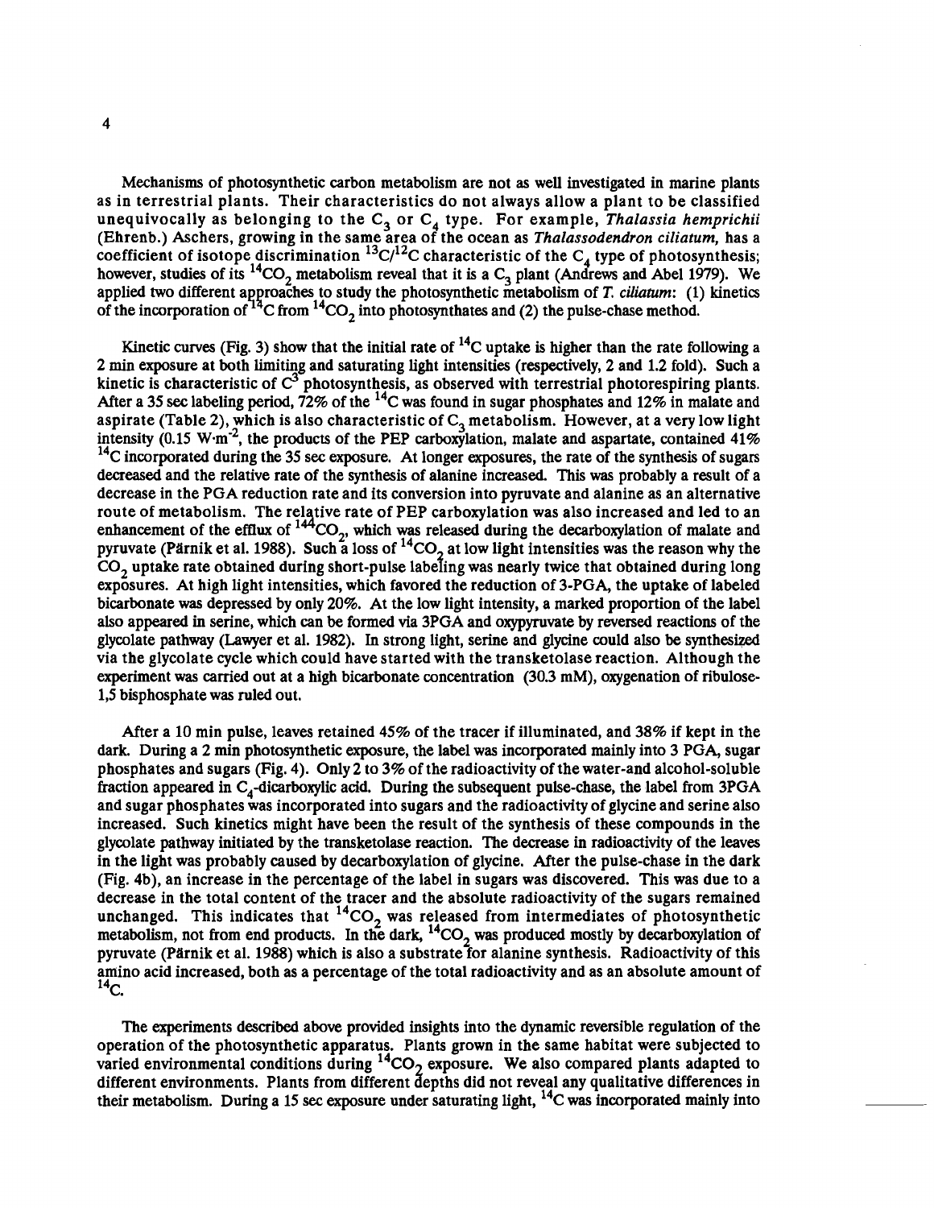Mechanisms of photosynthetic carbon metabolism are not as well investigated in marine plants as in terrestrial plants. Their characteristics do not always allow a plant to be classified unequivocally as belonging to the $C_3$ or $C_4$ type. For example, *Thalassia hemprichii* (Ehrenb.) Aschers, growing in the same area of the ocean as *Thalassodendron ciliatum*, has a coefficient of isotope discrimination $^{13}C/^{12}C$ characteristic of the $C_4$ type of photosynthesis; however, studies of its $^{14}CO_2$ metabolism reveal that it is a $C_3$ plant (Andrews and Abel 1979). We applied two different approaches to study the photosynthetic metabolism of *T. ciliatum*: (1) kinetics of the incorporation of $^{14}C$ from $^{14}CO_2$ into photosynthates and (2) the pulse-chase method.

Kinetic curves (Fig. 3) show that the initial rate of $^{14}C$ uptake is higher than the rate following a 2 min exposure at both limiting and saturating light intensities (respectively, 2 and 1.2 fold). Such a kinetic is characteristic of $C^3$ photosynthesis, as observed with terrestrial photorespiring plants. After a 35 sec labeling period, 72% of the $^{14}C$ was found in sugar phosphates and 12% in malate and aspirate (Table 2), which is also characteristic of $C_3$ metabolism. However, at a very low light intensity (0.15 $W{\cdot}m^{-2}$, the products of the PEP carboxylation, malate and aspartate, contained 41% $^{14}C$ incorporated during the 35 sec exposure. At longer exposures, the rate of the synthesis of sugars decreased and the relative rate of the synthesis of alanine increased. This was probably a result of a decrease in the PGA reduction rate and its conversion into pyruvate and alanine as an alternative route of metabolism. The relative rate of PEP carboxylation was also increased and led to an enhancement of the efflux of $^{144}CO_2$, which was released during the decarboxylation of malate and pyruvate (Pärnik et al. 1988). Such a loss of $^{14}CO_2$ at low light intensities was the reason why the $CO_2$ uptake rate obtained during short-pulse labeling was nearly twice that obtained during long exposures. At high light intensities, which favored the reduction of 3-PGA, the uptake of labeled bicarbonate was depressed by only 20%. At the low light intensity, a marked proportion of the label also appeared in serine, which can be formed via 3PGA and oxypyruvate by reversed reactions of the glycolate pathway (Lawyer et al. 1982). In strong light, serine and glycine could also be synthesized via the glycolate cycle which could have started with the transketolase reaction. Although the experiment was carried out at a high bicarbonate concentration (30.3 mM), oxygenation of ribulose-1,5 bisphosphate was ruled out.

After a 10 min pulse, leaves retained 45% of the tracer if illuminated, and 38% if kept in the dark. During a 2 min photosynthetic exposure, the label was incorporated mainly into 3 PGA, sugar phosphates and sugars (Fig. 4). Only 2 to 3% of the radioactivity of the water-and alcohol-soluble fraction appeared in $C_4$-dicarboxylic acid. During the subsequent pulse-chase, the label from 3PGA and sugar phosphates was incorporated into sugars and the radioactivity of glycine and serine also increased. Such kinetics might have been the result of the synthesis of these compounds in the glycolate pathway initiated by the transketolase reaction. The decrease in radioactivity of the leaves in the light was probably caused by decarboxylation of glycine. After the pulse-chase in the dark (Fig. 4b), an increase in the percentage of the label in sugars was discovered. This was due to a decrease in the total content of the tracer and the absolute radioactivity of the sugars remained unchanged. This indicates that $^{14}CO_2$ was released from intermediates of photosynthetic metabolism, not from end products. In the dark, $^{14}CO_2$ was produced mostly by decarboxylation of pyruvate (Pärnik et al. 1988) which is also a substrate for alanine synthesis. Radioactivity of this amino acid increased, both as a percentage of the total radioactivity and as an absolute amount of $^{14}C$.

The experiments described above provided insights into the dynamic reversible regulation of the operation of the photosynthetic apparatus. Plants grown in the same habitat were subjected to varied environmental conditions during $^{14}CO_2$ exposure. We also compared plants adapted to different environments. Plants from different depths did not reveal any qualitative differences in their metabolism. During a 15 sec exposure under saturating light, $^{14}C$ was incorporated mainly into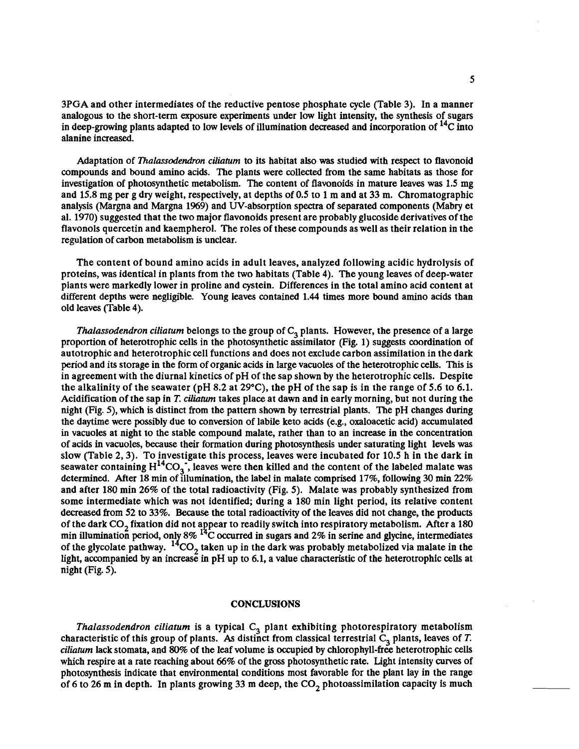3PGA and other intermediates of the reductive pentose phosphate cycle (Table 3). In a manner analogous to the short-term exposure experiments under low light intensity, the synthesis of sugars in deep-growing plants adapted to low levels of illumination decreased and incorporation of $^{14}C$ into alanine increased.

Adaptation of *Thalassodendron ciliatum* to its habitat also was studied with respect to flavonoid compounds and bound amino acids. The plants were collected from the same habitats as those for investigation of photosynthetic metabolism. The content of flavonoids in mature leaves was 1.5 mg and 15.8 mg per g dry weight, respectively, at depths of 0.5 to 1 m and at 33 m. Chromatographic analysis (Margna and Margna 1969) and UV-absorption spectra of separated components (Mabry et al. 1970) suggested that the two major flavonoids present are probably glucoside derivatives of the flavonols quercetin and kaempherol. The roles of these compounds as well as their relation in the regulation of carbon metabolism is unclear.

The content of bound amino acids in adult leaves, analyzed following acidic hydrolysis of proteins, was identical in plants from the two habitats (Table 4). The young leaves of deep-water plants were markedly lower in proline and cystein. Differences in the total amino acid content at different depths were negligible. Young leaves contained 1.44 times more bound amino acids than old leaves (Table 4).

*Thalassodendron ciliatum* belongs to the group of $C_3$ plants. However, the presence of a large proportion of heterotrophic cells in the photosynthetic assimilator (Fig. 1) suggests coordination of autotrophic and heterotrophic cell functions and does not exclude carbon assimilation in the dark period and its storage in the form of organic acids in large vacuoles of the heterotrophic cells. This is in agreement with the diurnal kinetics of pH of the sap shown by the heterotrophic cells. Despite the alkalinity of the seawater (pH 8.2 at 29°C), the pH of the sap is in the range of 5.6 to 6.1. Acidification of the sap in *T. ciliatum* takes place at dawn and in early morning, but not during the night (Fig. 5), which is distinct from the pattern shown by terrestrial plants. The pH changes during the daytime were possibly due to conversion of labile keto acids (e.g., oxaloacetic acid) accumulated in vacuoles at night to the stable compound malate, rather than to an increase in the concentration of acids in vacuoles, because their formation during photosynthesis under saturating light levels was slow (Table 2, 3). To investigate this process, leaves were incubated for 10.5 h in the dark in seawater containing $H^{14}CO_3^-$, leaves were then killed and the content of the labeled malate was determined. After 18 min of illumination, the label in malate comprised 17%, following 30 min 22% and after 180 min 26% of the total radioactivity (Fig. 5). Malate was probably synthesized from some intermediate which was not identified; during a 180 min light period, its relative content decreased from 52 to 33%. Because the total radioactivity of the leaves did not change, the products of the dark $CO_2$ fixation did not appear to readily switch into respiratory metabolism. After a 180 min illumination period, only 8% $^{14}C$ occurred in sugars and 2% in serine and glycine, intermediates of the glycolate pathway. $^{14}CO_2$ taken up in the dark was probably metabolized via malate in the light, accompanied by an increase in pH up to 6.1, a value characteristic of the heterotrophic cells at night (Fig. 5).

## CONCLUSIONS

*Thalassodendron ciliatum* is a typical $C_3$ plant exhibiting photorespiratory metabolism characteristic of this group of plants. As distinct from classical terrestrial $C_3$ plants, leaves of *T. ciliatum* lack stomata, and 80% of the leaf volume is occupied by chlorophyll-free heterotrophic cells which respire at a rate reaching about 66% of the gross photosynthetic rate. Light intensity curves of photosynthesis indicate that environmental conditions most favorable for the plant lay in the range of 6 to 26 m in depth. In plants growing 33 m deep, the $CO_2$ photoassimilation capacity is much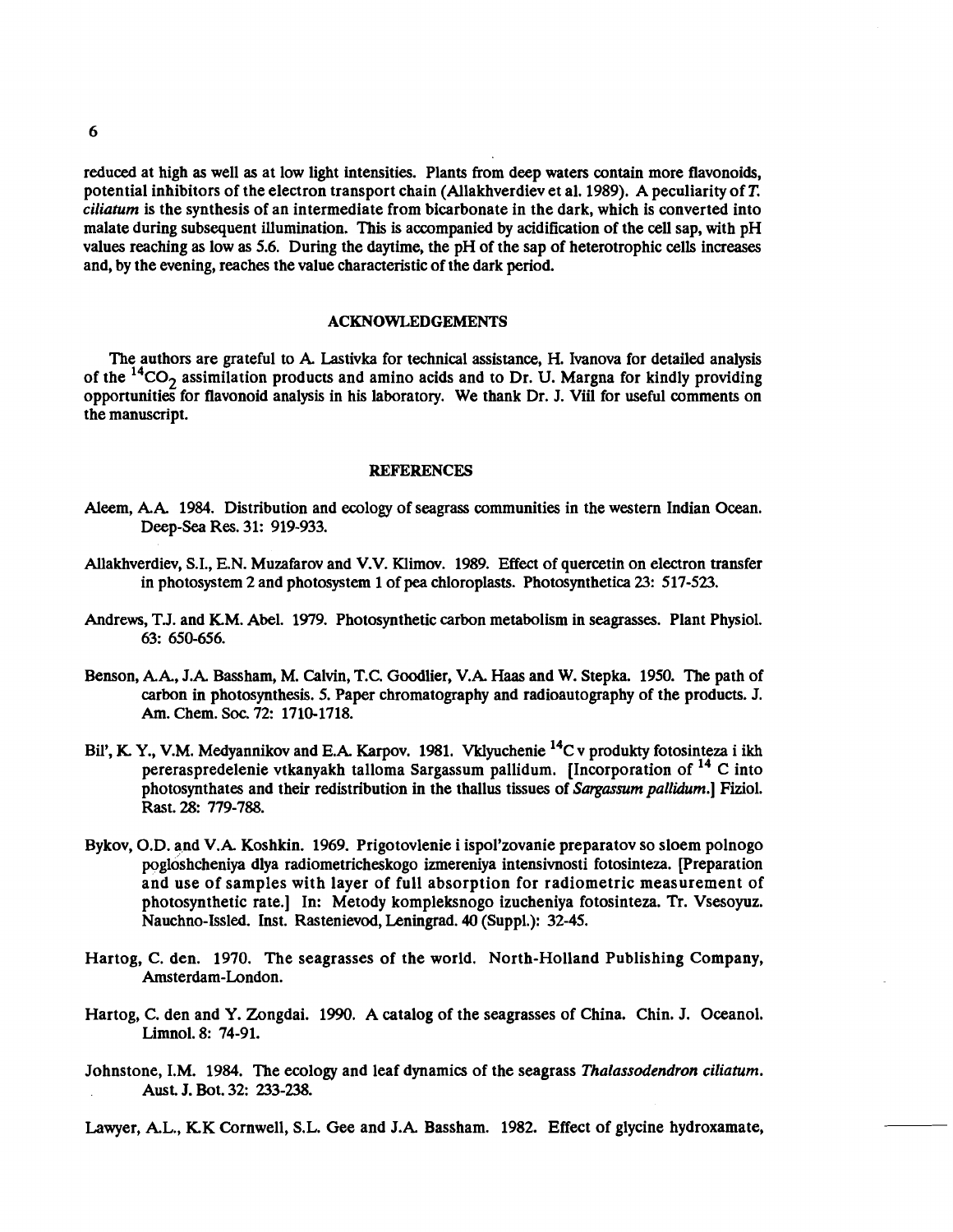reduced at high as well as at low light intensities. Plants from deep waters contain more flavonoids, potential inhibitors of the electron transport chain (Allakhverdiev et al. 1989). A peculiarity of *T. ciliatum* is the synthesis of an intermediate from bicarbonate in the dark, which is converted into malate during subsequent illumination. This is accompanied by acidification of the cell sap, with pH values reaching as low as 5.6. During the daytime, the pH of the sap of heterotrophic cells increases and, by the evening, reaches the value characteristic of the dark period.

## ACKNOWLEDGEMENTS

The authors are grateful to A. Lastivka for technical assistance, H. Ivanova for detailed analysis of the $^{14}CO_2$ assimilation products and amino acids and to Dr. U. Margna for kindly providing opportunities for flavonoid analysis in his laboratory. We thank Dr. J. Viil for useful comments on the manuscript.

## REFERENCES

Aleem, A.A. 1984. Distribution and ecology of seagrass communities in the western Indian Ocean. Deep-Sea Res. 31: 919-933.

Allakhverdiev, S.I., E.N. Muzafarov and V.V. Klimov. 1989. Effect of quercetin on electron transfer in photosystem 2 and photosystem 1 of pea chloroplasts. Photosynthetica 23: 517-523.

Andrews, T.J. and K.M. Abel. 1979. Photosynthetic carbon metabolism in seagrasses. Plant Physiol. 63: 650-656.

Benson, A.A., J.A. Bassham, M. Calvin, T.C. Goodlier, V.A. Haas and W. Stepka. 1950. The path of carbon in photosynthesis. 5. Paper chromatography and radioautography of the products. J. Am. Chem. Soc. 72: 1710-1718.

Bil', K. Y., V.M. Medyannikov and E.A. Karpov. 1981. Vklyuchenie $^{14}C$ v produkty fotosinteza i ikh pereraspredelenie vtkanyakh talloma Sargassum pallidum. [Incorporation of $^{14}$ C into photosynthates and their redistribution in the thallus tissues of *Sargassum pallidum*.] Fiziol. Rast. 28: 779-788.

Bykov, O.D. and V.A. Koshkin. 1969. Prigotovlenie i ispol'zovanie preparatov so sloem polnogo pogloshcheniya dlya radiometricheskogo izmereniya intensivnosti fotosinteza. [Preparation and use of samples with layer of full absorption for radiometric measurement of photosynthetic rate.] In: Metody kompleksnogo izucheniya fotosinteza. Tr. Vsesoyuz. Nauchno-Issled. Inst. Rastenievod, Leningrad. 40 (Suppl.): 32-45.

Hartog, C. den. 1970. The seagrasses of the world. North-Holland Publishing Company, Amsterdam-London.

Hartog, C. den and Y. Zongdai. 1990. A catalog of the seagrasses of China. Chin. J. Oceanol. Limnol. 8: 74-91.

Johnstone, I.M. 1984. The ecology and leaf dynamics of the seagrass *Thalassodendron ciliatum*. Aust. J. Bot. 32: 233-238.

Lawyer, A.L., K.K Cornwell, S.L. Gee and J.A. Bassham. 1982. Effect of glycine hydroxamate,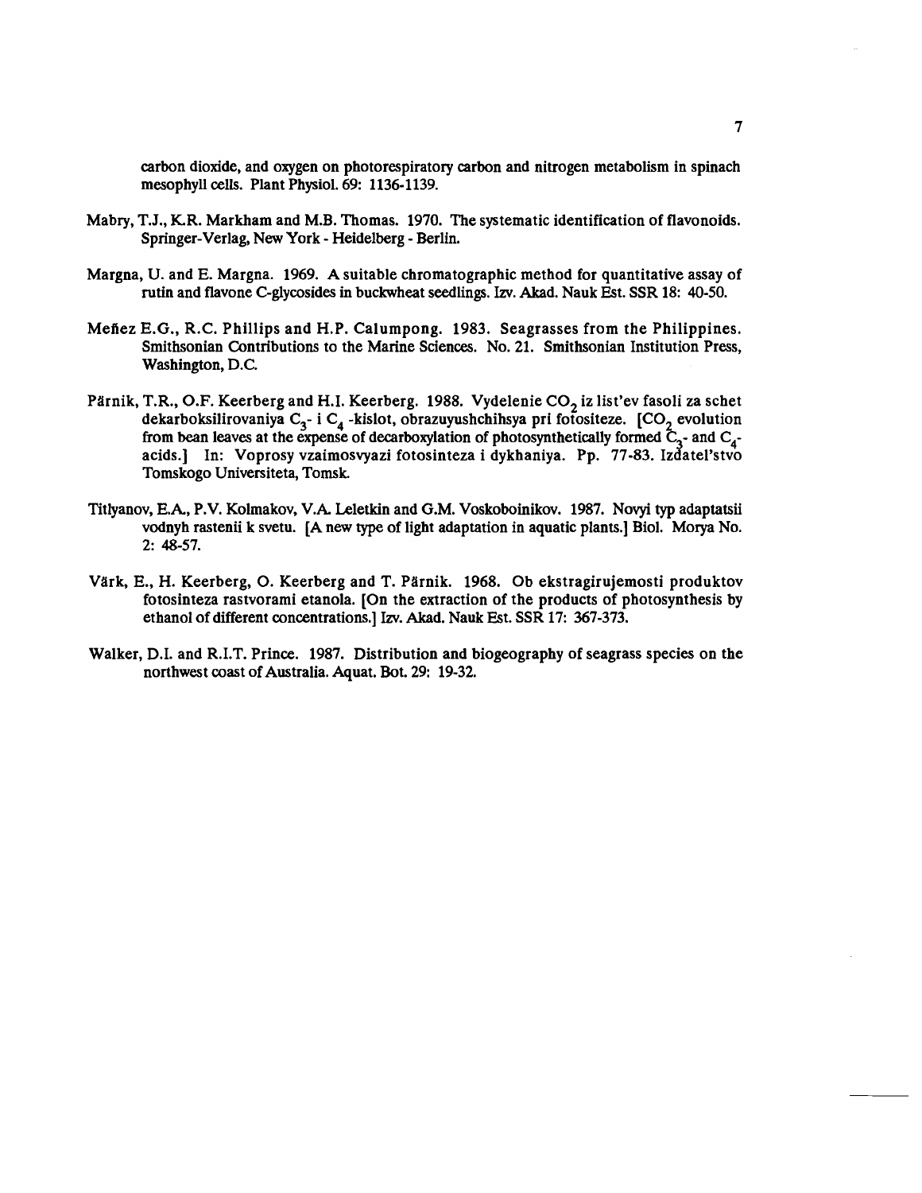carbon dioxide, and oxygen on photorespiratory carbon and nitrogen metabolism in spinach mesophyll cells. Plant Physiol. 69: 1136-1139.

Mabry, T.J., K.R. Markham and M.B. Thomas. 1970. The systematic identification of flavonoids. Springer-Verlag, New York - Heidelberg - Berlin.

Margna, U. and E. Margna. 1969. A suitable chromatographic method for quantitative assay of rutin and flavone C-glycosides in buckwheat seedlings. Izv. Akad. Nauk Est. SSR 18: 40-50.

Meñez E.G., R.C. Phillips and H.P. Calumpong. 1983. Seagrasses from the Philippines. Smithsonian Contributions to the Marine Sciences. No. 21. Smithsonian Institution Press, Washington, D.C.

Pärnik, T.R., O.F. Keerberg and H.I. Keerberg. 1988. Vydelenie $CO_2$ iz list'ev fasoli za schet dekarboksilirovaniya $C_3$- i $C_4$ -kislot, obrazuyushchihsya pri fotositeze. [$CO_2$ evolution from bean leaves at the expense of decarboxylation of photosynthetically formed $C_3$- and $C_4$-acids.] In: Voprosy vzaimosvyazi fotosinteza i dykhaniya. Pp. 77-83. Izdatel'stvo Tomskogo Universiteta, Tomsk.

Titlyanov, E.A., P.V. Kolmakov, V.A. Leletkin and G.M. Voskoboinikov. 1987. Novyi typ adaptatsii vodnyh rastenii k svetu. [A new type of light adaptation in aquatic plants.] Biol. Morya No. 2: 48-57.

Värk, E., H. Keerberg, O. Keerberg and T. Pärnik. 1968. Ob ekstragirujemosti produktov fotosinteza rastvorami etanola. [On the extraction of the products of photosynthesis by ethanol of different concentrations.] Izv. Akad. Nauk Est. SSR 17: 367-373.

Walker, D.I. and R.I.T. Prince. 1987. Distribution and biogeography of seagrass species on the northwest coast of Australia. Aquat. Bot. 29: 19-32.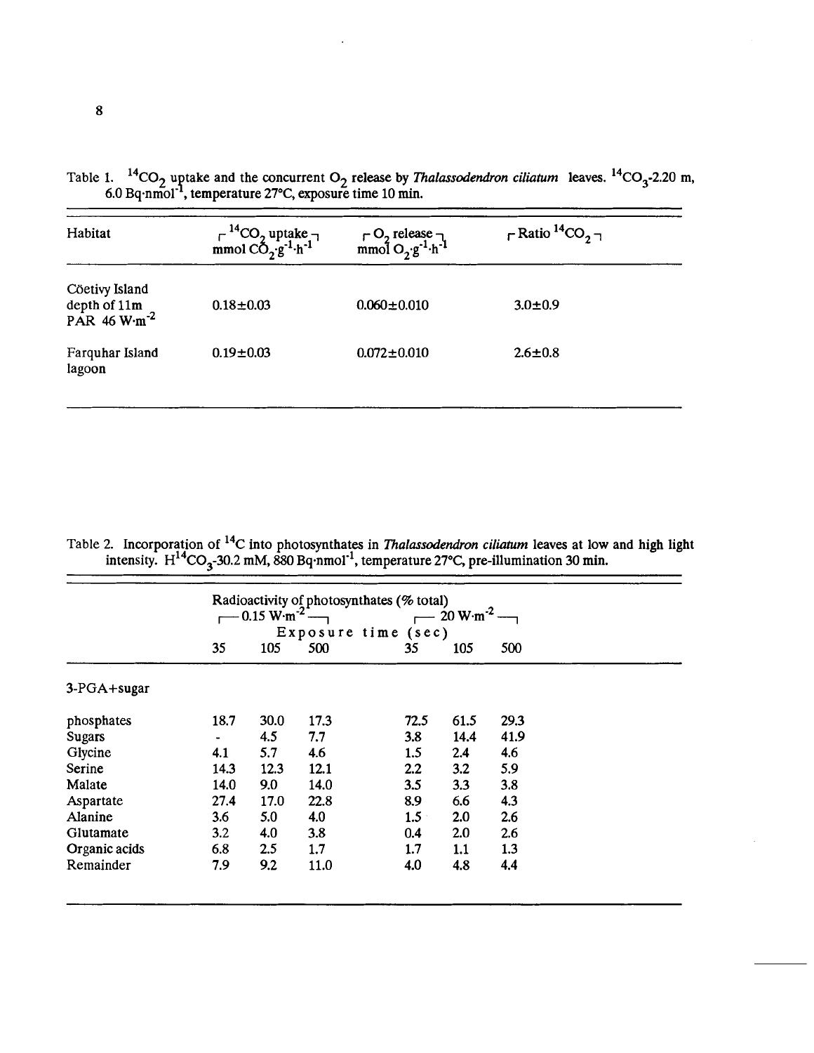Table 1. $^{14}CO_2$ uptake and the concurrent $O_2$ release by *Thalassodendron ciliatum* leaves. $^{14}CO_3$-2.20 m, 6.0 Bq·nmol$^{-1}$, temperature 27°C, exposure time 10 min.

| Habitat | $^{14}CO_2$ uptake mmol $CO_2 \cdot g^{-1} \cdot h^{-1}$ | $O_2$ release mmol $O_2 \cdot g^{-1} \cdot h^{-1}$ | Ratio $^{14}CO_2$ |
|---|---|---|---|
| Cöetivy Island depth of 11m PAR 46 W·m$^{-2}$ | 0.18±0.03 | 0.060±0.010 | 3.0±0.9 |
| Farquhar Island lagoon | 0.19±0.03 | 0.072±0.010 | 2.6±0.8 |

Table 2. Incorporation of $^{14}C$ into photosynthates in *Thalassodendron ciliatum* leaves at low and high light intensity. $H^{14}CO_3$-30.2 mM, 880 Bq·nmol$^{-1}$, temperature 27°C, pre-illumination 30 min.

| | Radioactivity of photosynthates (% total) | | | | | |
|---|---|---|---|---|---|---|
| | 0.15 W·m$^{-2}$ | | | 20 W·m$^{-2}$ | | |
| | Exposure time (sec) | | | | | |
| | 35 | 105 | 500 | 35 | 105 | 500 |
| 3-PGA+sugar phosphates | 18.7 | 30.0 | 17.3 | 72.5 | 61.5 | 29.3 |
| Sugars | - | 4.5 | 7.7 | 3.8 | 14.4 | 41.9 |
| Glycine | 4.1 | 5.7 | 4.6 | 1.5 | 2.4 | 4.6 |
| Serine | 14.3 | 12.3 | 12.1 | 2.2 | 3.2 | 5.9 |
| Malate | 14.0 | 9.0 | 14.0 | 3.5 | 3.3 | 3.8 |
| Aspartate | 27.4 | 17.0 | 22.8 | 8.9 | 6.6 | 4.3 |
| Alanine | 3.6 | 5.0 | 4.0 | 1.5 | 2.0 | 2.6 |
| Glutamate | 3.2 | 4.0 | 3.8 | 0.4 | 2.0 | 2.6 |
| Organic acids | 6.8 | 2.5 | 1.7 | 1.7 | 1.1 | 1.3 |
| Remainder | 7.9 | 9.2 | 11.0 | 4.0 | 4.8 | 4.4 |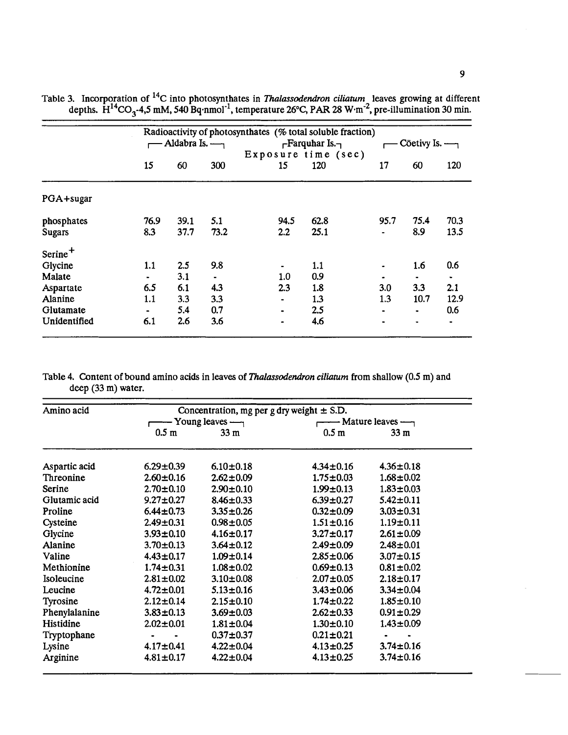Table 3. Incorporation of $^{14}C$ into photosynthates in *Thalassodendron ciliatum* leaves growing at different depths. $H^{14}CO_3$-4,5 mM, 540 Bq·nmol$^{-1}$, temperature 26°C, PAR 28 W·m$^{-2}$, pre-illumination 30 min.

| | Radioactivity of photosynthates (% total soluble fraction) | | | | | | | |
|---|---|---|---|---|---|---|---|---|
| | Aldabra Is. | | | Farquhar Is. | | Cöetivy Is. | | |
| | Exposure time (sec) | | | | | | | |
| | 15 | 60 | 300 | 15 | 120 | 17 | 60 | 120 |
| PGA+sugar | | | | | | | | |
| phosphates | 76.9 | 39.1 | 5.1 | 94.5 | 62.8 | 95.7 | 75.4 | 70.3 |
| Sugars | 8.3 | 37.7 | 73.2 | 2.2 | 25.1 | - | 8.9 | 13.5 |
| Serine$^{+}$ | | | | | | | | |
| Glycine | 1.1 | 2.5 | 9.8 | - | 1.1 | - | 1.6 | 0.6 |
| Malate | - | 3.1 | - | 1.0 | 0.9 | - | - | - |
| Aspartate | 6.5 | 6.1 | 4.3 | 2.3 | 1.8 | 3.0 | 3.3 | 2.1 |
| Alanine | 1.1 | 3.3 | 3.3 | - | 1.3 | 1.3 | 10.7 | 12.9 |
| Glutamate | - | 5.4 | 0.7 | - | 2.5 | - | - | 0.6 |
| Unidentified | 6.1 | 2.6 | 3.6 | - | 4.6 | - | - | - |

Table 4. Content of bound amino acids in leaves of *Thalassodendron ciliatum* from shallow (0.5 m) and deep (33 m) water.

| Amino acid | Concentration, mg per g dry weight ± S.D. | | | |
|---|---|---|---|---|
| | Young leaves | | Mature leaves | |
| | 0.5 m | 33 m | 0.5 m | 33 m |
| Aspartic acid | 6.29±0.39 | 6.10±0.18 | 4.34±0.16 | 4.36±0.18 |
| Threonine | 2.60±0.16 | 2.62±0.09 | 1.75±0.03 | 1.68±0.02 |
| Serine | 2.70±0.10 | 2.90±0.10 | 1.99±0.13 | 1.83±0.03 |
| Glutamic acid | 9.27±0.27 | 8.46±0.33 | 6.39±0.27 | 5.42±0.11 |
| Proline | 6.44±0.73 | 3.35±0.26 | 0.32±0.09 | 3.03±0.31 |
| Cysteine | 2.49±0.31 | 0.98±0.05 | 1.51±0.16 | 1.19±0.11 |
| Glycine | 3.93±0.10 | 4.16±0.17 | 3.27±0.17 | 2.61±0.09 |
| Alanine | 3.70±0.13 | 3.64±0.12 | 2.49±0.09 | 2.48±0.01 |
| Valine | 4.43±0.17 | 1.09±0.14 | 2.85±0.06 | 3.07±0.15 |
| Methionine | 1.74±0.31 | 1.08±0.02 | 0.69±0.13 | 0.81±0.02 |
| Isoleucine | 2.81±0.02 | 3.10±0.08 | 2.07±0.05 | 2.18±0.17 |
| Leucine | 4.72±0.01 | 5.13±0.16 | 3.43±0.06 | 3.34±0.04 |
| Tyrosine | 2.12±0.14 | 2.15±0.10 | 1.74±0.22 | 1.85±0.10 |
| Phenylalanine | 3.83±0.13 | 3.69±0.03 | 2.62±0.33 | 0.91±0.29 |
| Histidine | 2.02±0.01 | 1.81±0.04 | 1.30±0.10 | 1.43±0.09 |
| Tryptophane | - - | 0.37±0.37 | 0.21±0.21 | - - |
| Lysine | 4.17±0.41 | 4.22±0.04 | 4.13±0.25 | 3.74±0.16 |
| Arginine | 4.81±0.17 | 4.22±0.04 | 4.13±0.25 | 3.74±0.16 |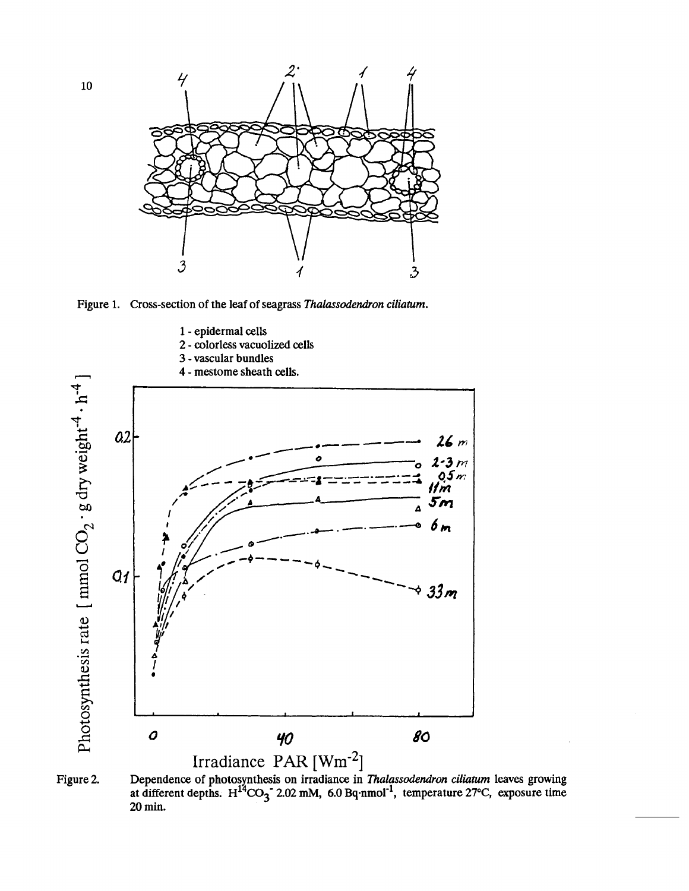Figure 1. Cross-section of the leaf of seagrass *Thalassodendron ciliatum*.

1 - epidermal cells
2 - colorless vacuolized cells
3 - vascular bundles
4 - mestome sheath cells.

Figure 2. Dependence of photosynthesis on irradiance in *Thalassodendron ciliatum* leaves growing at different depths. $H^{14}CO_3^-$ 2.02 mM, 6.0 Bq·nmol$^{-1}$, temperature 27°C, exposure time 20 min.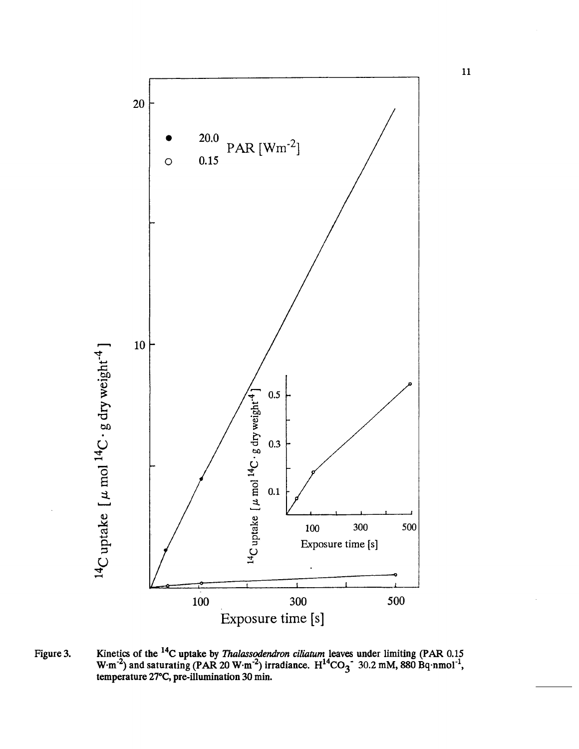Figure 3. Kinetics of the $^{14}C$ uptake by *Thalassodendron ciliatum* leaves under limiting (PAR 0.15 $W \cdot m^{-2}$) and saturating (PAR 20 $W \cdot m^{-2}$) irradiance. $H^{14}CO_3^-$ 30.2 mM, 880 $Bq \cdot nmol^{-1}$, temperature 27°C, pre-illumination 30 min.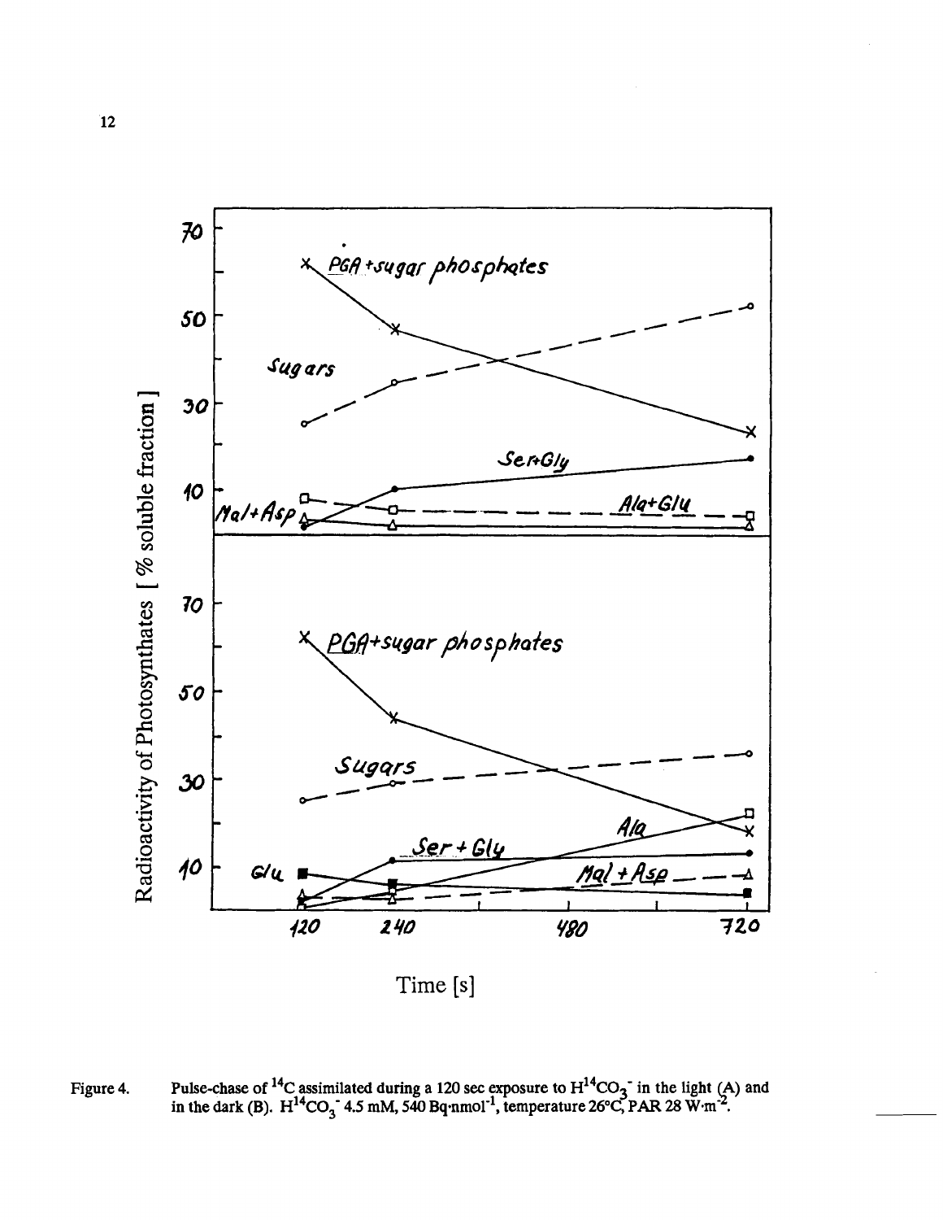Figure 4. Pulse-chase of $^{14}C$ assimilated during a 120 sec exposure to $H^{14}CO_3^-$ in the light (A) and in the dark (B). $H^{14}CO_3^-$ 4.5 mM, 540 Bq·nmol$^{-1}$, temperature 26°C, PAR 28 W·m$^{-2}$.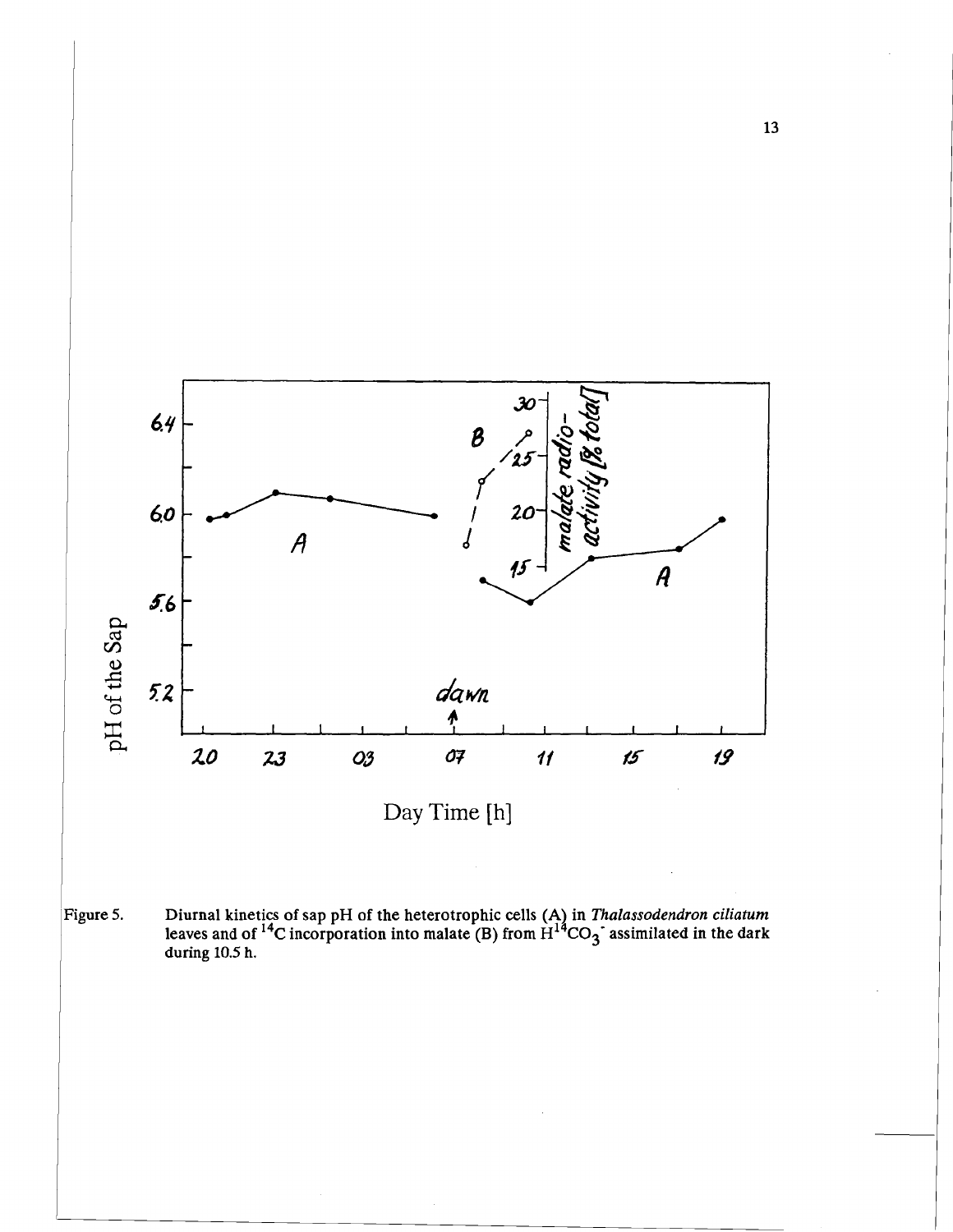6.4

6.0

5.6

5.2

pH of the Sap

A

B

30

25

20

15

malate radio-activity [% total]

A

dawn

20 23 03 07 11 15 19

Day Time [h]

Figure 5. Diurnal kinetics of sap pH of the heterotrophic cells (A) in *Thalassodendron ciliatum* leaves and of $^{14}C$ incorporation into malate (B) from $H^{14}CO_3^-$ assimilated in the dark during 10.5 h.